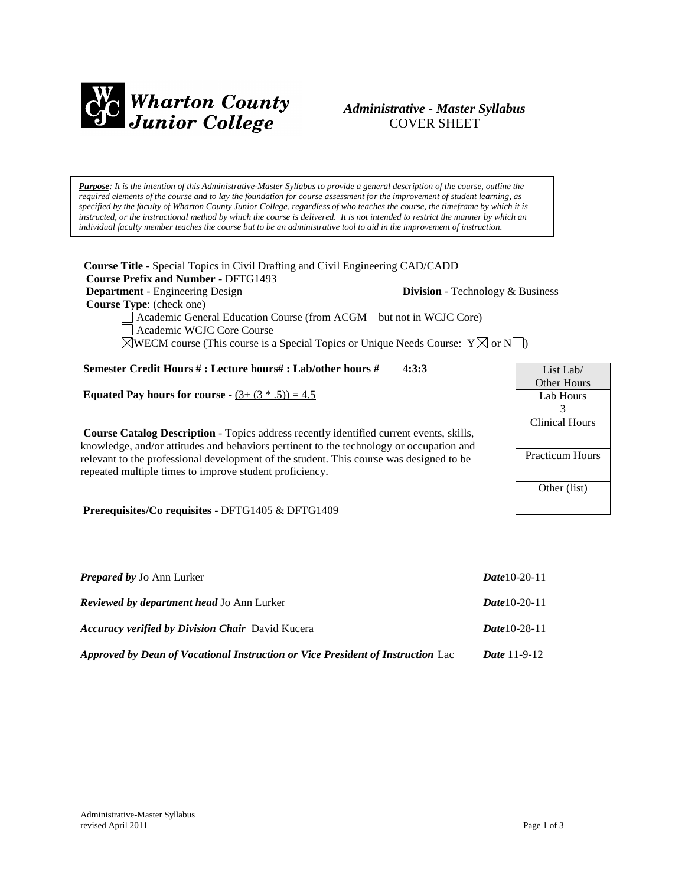**Wharton County Junior College**

***Administrative - Master Syllabus***
COVER SHEET

***Purpose**: It is the intention of this Administrative-Master Syllabus to provide a general description of the course, outline the required elements of the course and to lay the foundation for course assessment for the improvement of student learning, as specified by the faculty of Wharton County Junior College, regardless of who teaches the course, the timeframe by which it is instructed, or the instructional method by which the course is delivered. It is not intended to restrict the manner by which an individual faculty member teaches the course but to be an administrative tool to aid in the improvement of instruction.*

**Course Title** - Special Topics in Civil Drafting and Civil Engineering CAD/CADD
**Course Prefix and Number** - DFTG1493
**Department** - Engineering Design **Division** - Technology & Business
**Course Type**: (check one)

- ☐ Academic General Education Course (from ACGM – but not in WCJC Core)
- ☐ Academic WCJC Core Course
- ☒ WECM course (This course is a Special Topics or Unique Needs Course: Y ☒ or N ☐)

**Semester Credit Hours # : Lecture hours# : Lab/other hours #** 4**:3:3**

**Equated Pay hours for course** - (3+ (3 * .5)) = 4.5

| List Lab/ Other Hours |
|---|
| Lab Hours 3 |
| Clinical Hours |
| Practicum Hours |
| Other (list) |

**Course Catalog Description** - Topics address recently identified current events, skills, knowledge, and/or attitudes and behaviors pertinent to the technology or occupation and relevant to the professional development of the student. This course was designed to be repeated multiple times to improve student proficiency.

**Prerequisites/Co requisites** - DFTG1405 & DFTG1409

***Prepared by*** Jo Ann Lurker ***Date***10-20-11

***Reviewed by department head*** Jo Ann Lurker ***Date***10-20-11

***Accuracy verified by Division Chair*** David Kucera ***Date***10-28-11

***Approved by Dean of Vocational Instruction or Vice President of Instruction*** Lac ***Date*** 11-9-12

Administrative-Master Syllabus
revised April 2011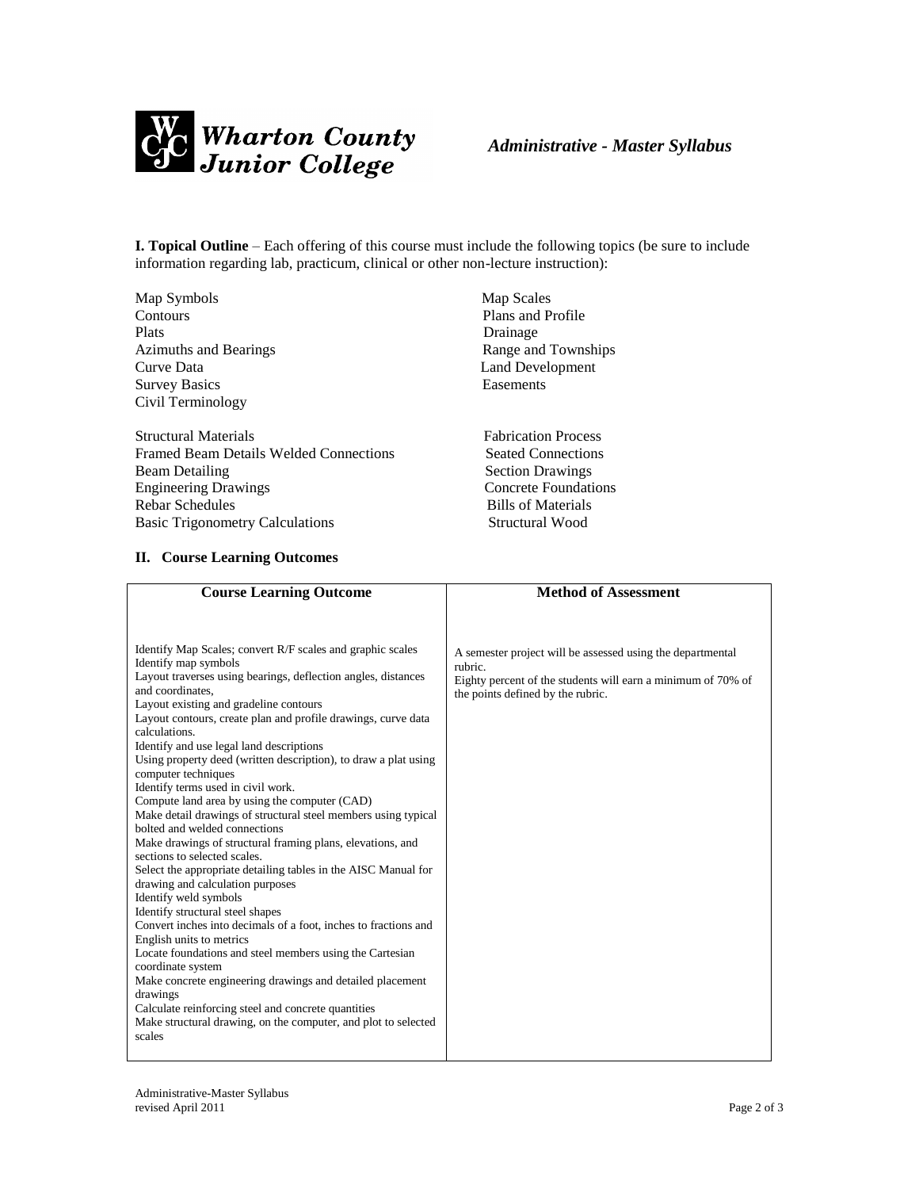**I. Topical Outline** – Each offering of this course must include the following topics (be sure to include information regarding lab, practicum, clinical or other non-lecture instruction):

Map Symbols
Map Scales
Contours
Plans and Profile
Plats
Drainage
Azimuths and Bearings
Range and Townships
Curve Data
Land Development
Survey Basics
Easements
Civil Terminology

Structural Materials
Fabrication Process
Framed Beam Details Welded Connections
Seated Connections
Beam Detailing
Section Drawings
Engineering Drawings
Concrete Foundations
Rebar Schedules
Bills of Materials
Basic Trigonometry Calculations
Structural Wood

## II. Course Learning Outcomes

| Course Learning Outcome | Method of Assessment |
|---|---|
| Identify Map Scales; convert R/F scales and graphic scales<br>Identify map symbols<br>Layout traverses using bearings, deflection angles, distances and coordinates,<br>Layout existing and gradeline contours<br>Layout contours, create plan and profile drawings, curve data calculations.<br>Identify and use legal land descriptions<br>Using property deed (written description), to draw a plat using computer techniques<br>Identify terms used in civil work.<br>Compute land area by using the computer (CAD)<br>Make detail drawings of structural steel members using typical bolted and welded connections<br>Make drawings of structural framing plans, elevations, and sections to selected scales.<br>Select the appropriate detailing tables in the AISC Manual for drawing and calculation purposes<br>Identify weld symbols<br>Identify structural steel shapes<br>Convert inches into decimals of a foot, inches to fractions and English units to metrics<br>Locate foundations and steel members using the Cartesian coordinate system<br>Make concrete engineering drawings and detailed placement drawings<br>Calculate reinforcing steel and concrete quantities<br>Make structural drawing, on the computer, and plot to selected scales | A semester project will be assessed using the departmental rubric.<br>Eighty percent of the students will earn a minimum of 70% of the points defined by the rubric. |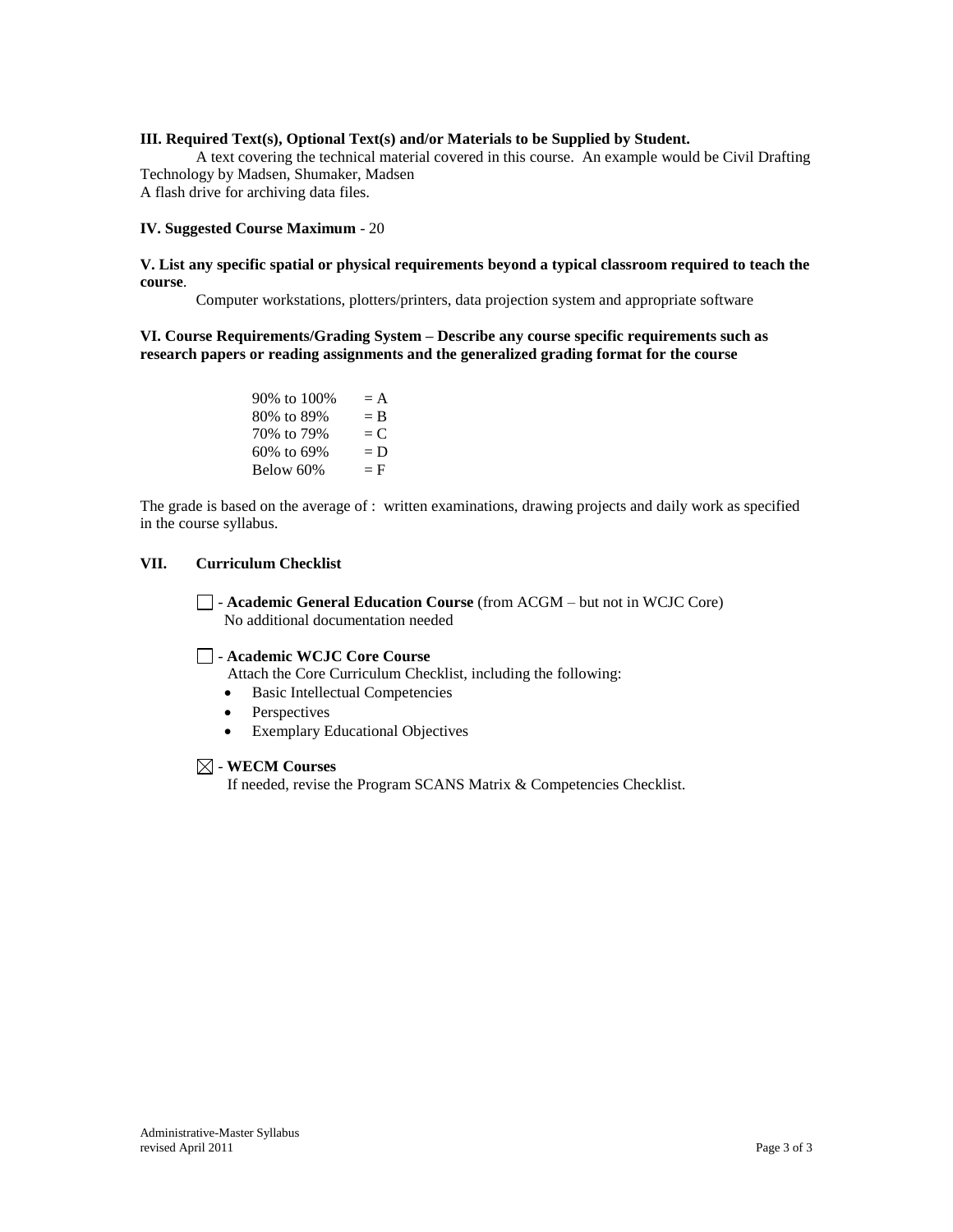**III. Required Text(s), Optional Text(s) and/or Materials to be Supplied by Student.**

A text covering the technical material covered in this course. An example would be Civil Drafting Technology by Madsen, Shumaker, Madsen

A flash drive for archiving data files.

**IV. Suggested Course Maximum** - 20

**V. List any specific spatial or physical requirements beyond a typical classroom required to teach the course**.

Computer workstations, plotters/printers, data projection system and appropriate software

**VI. Course Requirements/Grading System – Describe any course specific requirements such as research papers or reading assignments and the generalized grading format for the course**

| | |
|---|---|
| 90% to 100% | = A |
| 80% to 89% | = B |
| 70% to 79% | = C |
| 60% to 69% | = D |
| Below 60% | = F |

The grade is based on the average of : written examinations, drawing projects and daily work as specified in the course syllabus.

**VII. Curriculum Checklist**

☐ - **Academic General Education Course** (from ACGM – but not in WCJC Core)
No additional documentation needed

☐ - **Academic WCJC Core Course**
Attach the Core Curriculum Checklist, including the following:

- Basic Intellectual Competencies
- Perspectives
- Exemplary Educational Objectives

☒ - **WECM Courses**
If needed, revise the Program SCANS Matrix & Competencies Checklist.